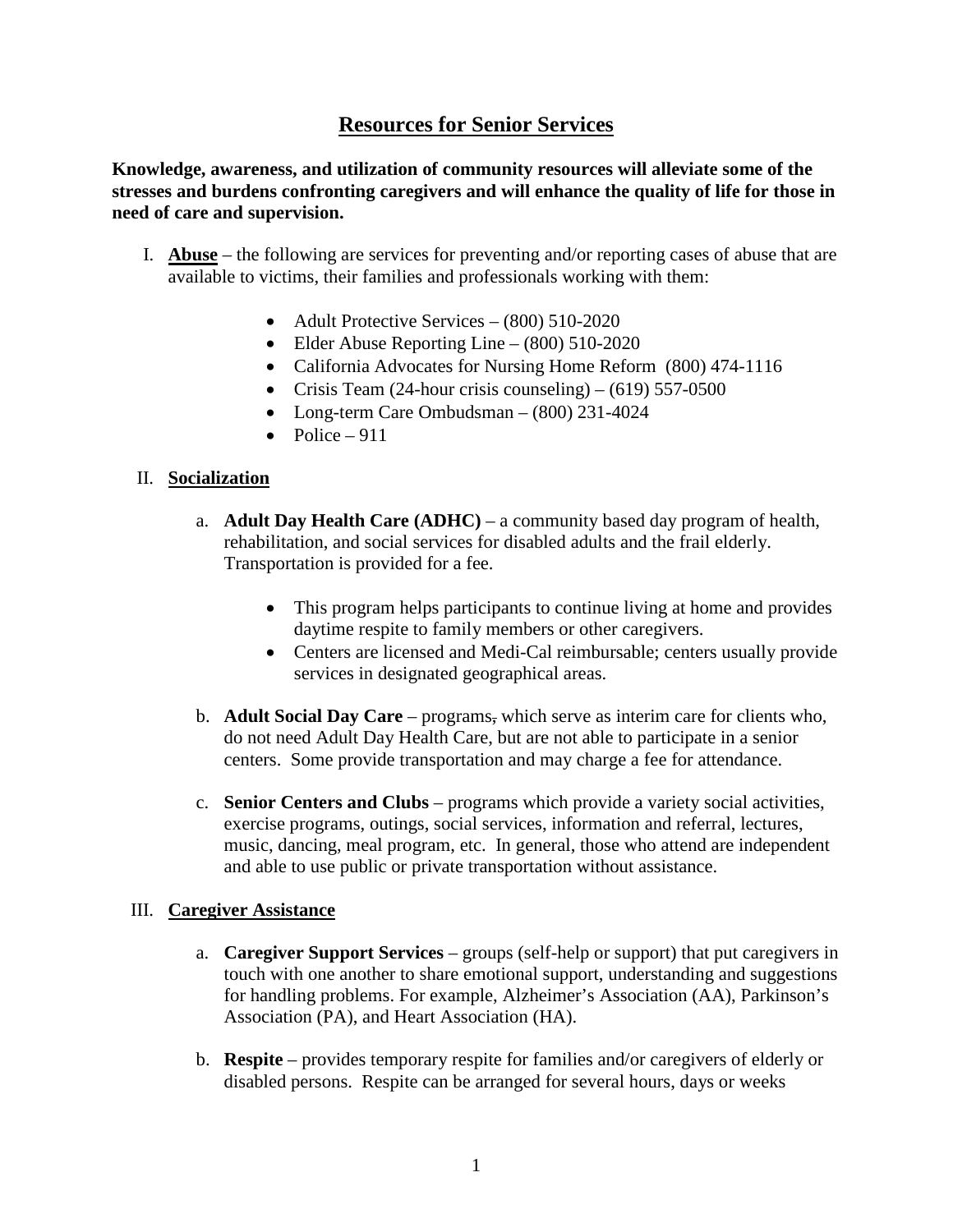# Resources for Senior Services

**Knowledge, awareness, and utilization of community resources will alleviate some of the stresses and burdens confronting caregivers and will enhance the quality of life for those in need of care and supervision.**

I. **Abuse** – the following are services for preventing and/or reporting cases of abuse that are available to victims, their families and professionals working with them:

- Adult Protective Services – (800) 510-2020
- Elder Abuse Reporting Line – (800) 510-2020
- California Advocates for Nursing Home Reform (800) 474-1116
- Crisis Team (24-hour crisis counseling) – (619) 557-0500
- Long-term Care Ombudsman – (800) 231-4024
- Police – 911

II. **Socialization**

a. **Adult Day Health Care (ADHC)** – a community based day program of health, rehabilitation, and social services for disabled adults and the frail elderly. Transportation is provided for a fee.

- This program helps participants to continue living at home and provides daytime respite to family members or other caregivers.
- Centers are licensed and Medi-Cal reimbursable; centers usually provide services in designated geographical areas.

b. **Adult Social Day Care** – programs, which serve as interim care for clients who, do not need Adult Day Health Care, but are not able to participate in a senior centers. Some provide transportation and may charge a fee for attendance.

c. **Senior Centers and Clubs** – programs which provide a variety social activities, exercise programs, outings, social services, information and referral, lectures, music, dancing, meal program, etc. In general, those who attend are independent and able to use public or private transportation without assistance.

III. **Caregiver Assistance**

a. **Caregiver Support Services** – groups (self-help or support) that put caregivers in touch with one another to share emotional support, understanding and suggestions for handling problems. For example, Alzheimer's Association (AA), Parkinson's Association (PA), and Heart Association (HA).

b. **Respite** – provides temporary respite for families and/or caregivers of elderly or disabled persons. Respite can be arranged for several hours, days or weeks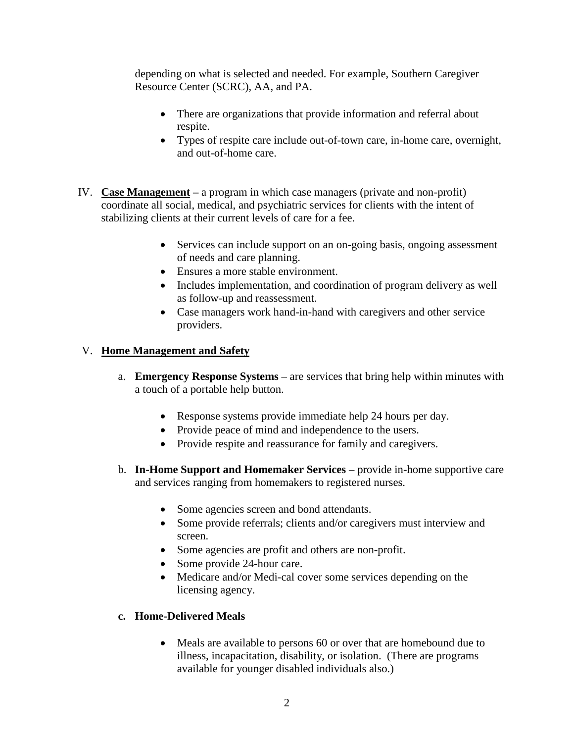depending on what is selected and needed. For example, Southern Caregiver Resource Center (SCRC), AA, and PA.

- There are organizations that provide information and referral about respite.
- Types of respite care include out-of-town care, in-home care, overnight, and out-of-home care.

IV. **Case Management –** a program in which case managers (private and non-profit) coordinate all social, medical, and psychiatric services for clients with the intent of stabilizing clients at their current levels of care for a fee.

- Services can include support on an on-going basis, ongoing assessment of needs and care planning.
- Ensures a more stable environment.
- Includes implementation, and coordination of program delivery as well as follow-up and reassessment.
- Case managers work hand-in-hand with caregivers and other service providers.

V. **Home Management and Safety**

a. **Emergency Response Systems** – are services that bring help within minutes with a touch of a portable help button.

- Response systems provide immediate help 24 hours per day.
- Provide peace of mind and independence to the users.
- Provide respite and reassurance for family and caregivers.

b. **In-Home Support and Homemaker Services** – provide in-home supportive care and services ranging from homemakers to registered nurses.

- Some agencies screen and bond attendants.
- Some provide referrals; clients and/or caregivers must interview and screen.
- Some agencies are profit and others are non-profit.
- Some provide 24-hour care.
- Medicare and/or Medi-cal cover some services depending on the licensing agency.

**c. Home-Delivered Meals**

- Meals are available to persons 60 or over that are homebound due to illness, incapacitation, disability, or isolation. (There are programs available for younger disabled individuals also.)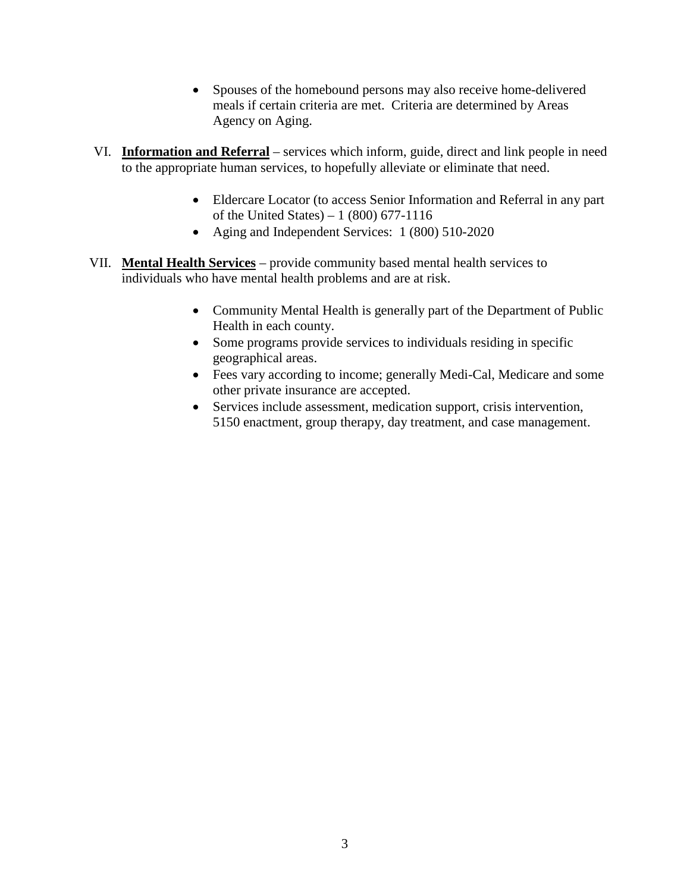- Spouses of the homebound persons may also receive home-delivered meals if certain criteria are met. Criteria are determined by Areas Agency on Aging.

VI. **Information and Referral** – services which inform, guide, direct and link people in need to the appropriate human services, to hopefully alleviate or eliminate that need.

- Eldercare Locator (to access Senior Information and Referral in any part of the United States) – 1 (800) 677-1116
- Aging and Independent Services: 1 (800) 510-2020

VII. **Mental Health Services** – provide community based mental health services to individuals who have mental health problems and are at risk.

- Community Mental Health is generally part of the Department of Public Health in each county.
- Some programs provide services to individuals residing in specific geographical areas.
- Fees vary according to income; generally Medi-Cal, Medicare and some other private insurance are accepted.
- Services include assessment, medication support, crisis intervention, 5150 enactment, group therapy, day treatment, and case management.